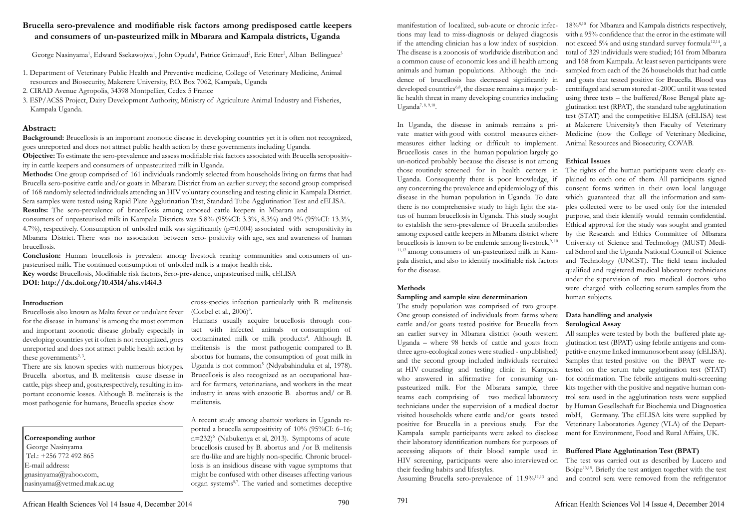# Brucella sero-prevalence and modifiable risk factors among predisposed cattle keepers and consumers of un-pasteurized milk in Mbarara and Kampala districts, Uganda

George Nasinyama[1], Edward Ssekawojwa[1], John Opuda[1], Patrice Grimaud[2], Eric Etter[2], Alban Bellinguez[3]

1. Department of Veterinary Public Health and Preventive medicine, College of Veterinary Medicine, Animal resources and Biosecurity, Makerere University, P.O. Box 7062, Kampala, Uganda
2. CIRAD Avenue Agropolis, 34398 Montpellier, Cedex 5 France
3. ESP/ACSS Project, Dairy Development Authority, Ministry of Agriculture Animal Industry and Fisheries, Kampala Uganda.

## Abstract:

**Background:** Brucellosis is an important zoonotic disease in developing countries yet it is often not recognized, goes unreported and does not attract public health action by these governments including Uganda.

**Objective:** To estimate the sero-prevalence and assess modifiable risk factors associated with Brucella seropositivity in cattle keepers and consumers of unpasteurized milk in Uganda.

**Methods:** One group comprised of 161 individuals randomly selected from households living on farms that had Brucella sero-positive cattle and/or goats in Mbarara District from an earlier survey; the second group comprised of 168 randomly selected individuals attending an HIV voluntary counseling and testing clinic in Kampala District. Sera samples were tested using Rapid Plate Agglutination Test, Standard Tube Agglutination Test and cELISA.

**Results:** The sero-prevalence of brucellosis among exposed cattle keepers in Mbarara and consumers of unpasteurised milk in Kampala Districts was 5.8% (95%CI: 3.3%, 8.3%) and 9% (95%CI: 13.3%, 4.7%), respectively. Consumption of unboiled milk was significantly (p=0.004) associated with seropositivity in Mbarara District. There was no association between sero- positivity with age, sex and awareness of human brucellosis.

**Conclusion:** Human brucellosis is prevalent among livestock rearing communities and consumers of unpasteurised milk. The continued consumption of unboiled milk is a major health risk.

**Key words:** Brucellosis, Modifiable risk factors, Sero-prevalence, unpasteurised milk, cELISA

**DOI: http://dx.doi.org/10.4314/ahs.v14i4.3**

**Corresponding author**
George Nasinyama
Tel.: +256 772 492 865
E-mail address:
gnasinyama@yahoo.com,
nasinyama@vetmed.mak.ac.ug

## Introduction

Brucellosis also known as Malta fever or undulant fever for the disease in humans[1] is among the most common and important zoonotic disease globally especially in developing countries yet it often is not recognized, goes unreported and does not attract public health action by these governments[2, 3].

There are six known species with numerous biotypes. Brucella abortus, and B. melitensis cause disease in cattle, pigs sheep and, goats,respectively, resulting in important economic losses. Although B. melitensis is the most pathogenic for humans, Brucella species show cross-species infection particularly with B. melitensis (Corbel et al., 2006)[3].

Humans usually acquire brucellosis through contact with infected animals or consumption of contaminated milk or milk products[4]. Although B. melitensis is the most pathogenic compared to B. abortus for humans, the consumption of goat milk in Uganda is not common[5] (Ndyabahinduka et al, 1978). Brucellosis is also recognized as an occupational hazard for farmers, veterinarians, and workers in the meat industry in areas with enzootic B. abortus and/ or B. melitensis.

A recent study among abattoir workers in Uganda reported a brucella seropositivity of 10% (95%CI: 6–16; n=232)[6] (Nabukenya et al, 2013). Symptoms of acute brucellosis caused by B. abortus and /or B. melitensis are flu-like and are highly non-specific. Chronic brucellosis is an insidious disease with vague symptoms that might be confused with other diseases affecting various organ systems[5,7]. The varied and sometimes deceptive manifestation of localized, sub-acute or chronic infections may lead to miss-diagnosis or delayed diagnosis if the attending clinician has a low index of suspicion. The disease is a zoonosis of worldwide distribution and a common cause of economic loss and ill health among animals and human populations. Although the incidence of brucellosis has decreased significantly in developed countries[6,8], the disease remains a major public health threat in many developing countries including Uganda[7, 8, 9,10].

In Uganda, the disease in animals remains a private matter with good with control measures either- measures either lacking or difficult to implement. Brucellosis cases in the human population largely go un-noticed probably because the disease is not among those routinely screened for in health centers in Uganda. Consequently there is poor knowledge, if any concerning the prevalence and epidemiology of this disease in the human population in Uganda. To date there is no comprehensive study to high light the status of human brucellosis in Uganda. This study sought to establish the sero-prevalence of Brucella antibodies among exposed cattle keepers in Mbarara district where brucellosis is known to be endemic among livestock,[9, 10, 11,12] among consumers of un-pasteurized milk in Kampala district, and also to identify modifiable risk factors for the disease.

## Methods

### Sampling and sample size determination

The study population was comprised of two groups. One group consisted of individuals from farms where cattle and/or goats tested positive for Brucella from an earlier survey in Mbarara district (south western Uganda – where 98 herds of cattle and goats from three agro-ecological zones were studied - unpublished) and the second group included individuals recruited at HIV counseling and testing clinic in Kampala who answered in affirmative for consuming unpasteurized milk. For the Mbarara sample, three teams each comprising of two medical laboratory technicians under the supervision of a medical doctor visited households where cattle and/or goats tested positive for Brucella in a previous study. For the Kampala sample participants were asked to disclose their laboratory identification numbers for purposes of accessing aliquots of their blood sample used in HIV screening, participants were also interviewed on their feeding habits and lifestyles.

Assuming Brucella sero-prevalence of 11.9%[11,13] and 18%[8,10] for Mbarara and Kampala districts respectively, with a 95% confidence that the error in the estimate will not exceed 5% and using standard survey formula[12,14], a total of 329 individuals were studied; 161 from Mbarara and 168 from Kampala. At least seven participants were sampled from each of the 26 households that had cattle and goats that tested positive for Brucella. Blood was centrifuged and serum stored at -200C until it was tested using three tests – the buffered/Rose Bengal plate agglutination test (RPAT), the standard tube agglutination test (STAT) and the competitive ELISA (cELISA) test at Makerere University's then Faculty of Veterinary Medicine (now the College of Veterinary Medicine, Animal Resources and Biosecurity, COVAB.

### Ethical Issues

The rights of the human participants were clearly explained to each one of them. All participants signed consent forms written in their own local language which guaranteed that all the information and samples collected were to be used only for the intended purpose, and their identify would remain confidential. Ethical approval for the study was sought and granted by the Research and Ethics Committee of Mbarara University of Science and Technology (MUST) Medical School and the Uganda National Council of Science and Technology (UNCST). The field team included qualified and registered medical laboratory technicians under the supervision of two medical doctors who were charged with collecting serum samples from the human subjects.

### Data handling and analysis

### Serological Assay

All samples were tested by both the buffered plate agglutination test (BPAT) using febrile antigens and competitive enzyme linked immunosorbent assay (cELISA). Samples that tested positive on the BPAT were retested on the serum tube agglutination test (STAT) for confirmation. The febrile antigens multi-screening kits together with the positive and negative human control sera used in the agglutination tests were supplied by Human Gesellschaft fur Biochemia und Diagnostica mbH, Germany. The cELISA kits were supplied by Veterinary Laboratories Agency (VLA) of the Department for Environment, Food and Rural Affairs, UK.

### Buffered Plate Agglutination Test (BPAT)

The test was carried out as described by Lucero and Bolpe[13,15]. Briefly the test antigen together with the test and control sera were removed from the refrigerator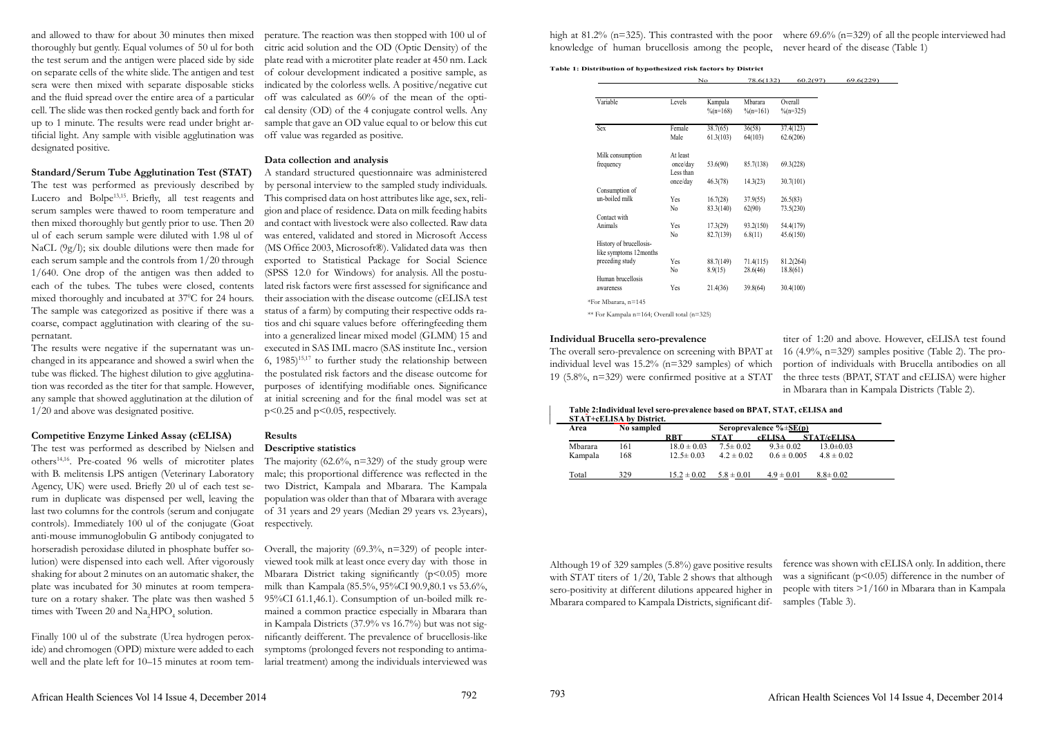and allowed to thaw for about 30 minutes then mixed thoroughly but gently. Equal volumes of 50 ul for both the test serum and the antigen were placed side by side on separate cells of the white slide. The antigen and test sera were then mixed with separate disposable sticks and the fluid spread over the entire area of a particular cell. The slide was then rocked gently back and forth for up to 1 minute. The results were read under bright artificial light. Any sample with visible agglutination was designated positive.

**Standard/Serum Tube Agglutination Test (STAT)**

The test was performed as previously described by Lucero and Bolpe[13,15]. Briefly, all test reagents and serum samples were thawed to room temperature and then mixed thoroughly but gently prior to use. Then 20 ul of each serum sample were diluted with 1.98 ul of NaCL (9g/l); six double dilutions were then made for each serum sample and the controls from 1/20 through 1/640. One drop of the antigen was then added to each of the tubes. The tubes were closed, contents mixed thoroughly and incubated at $37^0$C for 24 hours. The sample was categorized as positive if there was a coarse, compact agglutination with clearing of the supernatant.

The results were negative if the supernatant was unchanged in its appearance and showed a swirl when the tube was flicked. The highest dilution to give agglutination was recorded as the titer for that sample. However, any sample that showed agglutination at the dilution of 1/20 and above was designated positive.

**Competitive Enzyme Linked Assay (cELISA)**

The test was performed as described by Nielsen and others[14,16]. Pre-coated 96 wells of microtiter plates with B. melitensis LPS antigen (Veterinary Laboratory Agency, UK) were used. Briefly 20 ul of each test serum in duplicate was dispensed per well, leaving the last two columns for the controls (serum and conjugate controls). Immediately 100 ul of the conjugate (Goat anti-mouse immunoglobulin G antibody conjugated to horseradish peroxidase diluted in phosphate buffer solution) were dispensed into each well. After vigorously shaking for about 2 minutes on an automatic shaker, the plate was incubated for 30 minutes at room temperature on a rotary shaker. The plate was then washed 5 times with Tween 20 and $Na_2HPO_4$ solution.

Finally 100 ul of the substrate (Urea hydrogen peroxide) and chromogen (OPD) mixture were added to each well and the plate left for 10–15 minutes at room temperature. The reaction was then stopped with 100 ul of citric acid solution and the OD (Optic Density) of the plate read with a microtiter plate reader at 450 nm. Lack of colour development indicated a positive sample, as indicated by the colorless wells. A positive/negative cut off was calculated as 60% of the mean of the optical density (OD) of the 4 conjugate control wells. Any sample that gave an OD value equal to or below this cut off value was regarded as positive.

**Data collection and analysis**

A standard structured questionnaire was administered by personal interview to the sampled study individuals. This comprised data on host attributes like age, sex, religion and place of residence. Data on milk feeding habits and contact with livestock were also collected. Raw data was entered, validated and stored in Microsoft Access (MS Office 2003, Microsoft®). Validated data was then exported to Statistical Package for Social Science (SPSS 12.0 for Windows) for analysis. All the postulated risk factors were first assessed for significance and their association with the disease outcome (cELISA test status of a farm) by computing their respective odds ratios and chi square values before offeringfeeding them into a generalized linear mixed model (GLMM) 15 and executed in SAS IML macro (SAS institute Inc., version 6, 1985)[15,17] to further study the relationship between the postulated risk factors and the disease outcome for purposes of identifying modifiable ones. Significance at initial screening and for the final model was set at $p<0.25$ and $p<0.05$, respectively.

## Results

**Descriptive statistics**

The majority (62.6%, n=329) of the study group were male; this proportional difference was reflected in the two District, Kampala and Mbarara. The Kampala population was older than that of Mbarara with average of 31 years and 29 years (Median 29 years vs. 23years), respectively.

Overall, the majority (69.3%, n=329) of people interviewed took milk at least once every day with those in Mbarara District taking significantly ($p<0.05$) more milk than Kampala (85.5%, 95%CI 90.9,80.1 vs 53.6%, 95%CI 61.1,46.1). Consumption of un-boiled milk remained a common practice especially in Mbarara than in Kampala Districts (37.9% vs 16.7%) but was not significantly deifferent. The prevalence of brucellosis-like symptoms (prolonged fevers not responding to antimalarial treatment) among the individuals interviewed was high at 81.2% (n=325). This contrasted with the poor knowledge of human brucellosis among the people, where 69.6% (n=329) of all the people interviewed had never heard of the disease (Table 1)

**Table 1: Distribution of hypothesized risk factors by District**

| Variable | Levels | Kampala %(n=168) | Mbarara %(n=161) | Overall %(n=325) |
|---|---|---|---|---|
| Sex | Female | 38.7(65) | 36(58) | 37.4(123) |
| | Male | 61.3(103) | 64(103) | 62.6(206) |
| Milk consumption frequency | At least once/day | 53.6(90) | 85.7(138) | 69.3(228) |
| | Less than once/day | 46.3(78) | 14.3(23) | 30.7(101) |
| Consumption of un-boiled milk | Yes | 16.7(28) | 37.9(55) | 26.5(83) |
| | No | 83.3(140) | 62(90) | 73.5(230) |
| Contact with Animals | Yes | 17.3(29) | 93.2(150) | 54.4(179) |
| | No | 82.7(139) | 6.8(11) | 45.6(150) |
| History of brucellosis-like symptoms 12months preceding study | Yes | 88.7(149) | 71.4(115) | 81.2(264) |
| | No | 8.9(15) | 28.6(46) | 18.8(61) |
| Human brucellosis awareness | Yes | 21.4(36) | 39.8(64) | 30.4(100) |
| | No | 78.6(132) | 60.2(97) | 69.6(229) |

*For Mbarara, n=145

** For Kampala n=164; Overall total (n=325)

**Individual Brucella sero-prevalence**

The overall sero-prevalence on screening with BPAT at individual level was 15.2% (n=329 samples) of which 19 (5.8%, n=329) were confirmed positive at a STAT titer of 1:20 and above. However, cELISA test found 16 (4.9%, n=329) samples positive (Table 2). The portion of individuals with Brucella antibodies on all the three tests (BPAT, STAT and cELISA) were higher in Mbarara than in Kampala Districts (Table 2).

**Table 2: Individual level sero-prevalence based on BPAT, STAT, cELISA and STAT+cELISA by District.**

| Area | No sampled | Seroprevalence %±SE(p) | | | |
|---|---|---|---|---|---|
| | | RBT | STAT | cELISA | STAT/cELISA |
| Mbarara | 161 | 18.0 ± 0.03 | 7.5± 0.02 | 9.3± 0.02 | 13.0±0.03 |
| Kampala | 168 | 12.5± 0.03 | 4.2 ± 0.02 | 0.6 ± 0.005 | 4.8 ± 0.02 |
| Total | 329 | 15.2 ± 0.02 | 5.8 ± 0.01 | 4.9 ± 0.01 | 8.8± 0.02 |

Although 19 of 329 samples (5.8%) gave positive results with STAT titers of 1/20, Table 2 shows that although sero-positivity at different dilutions appeared higher in Mbarara compared to Kampala Districts, significant difference was shown with cELISA only. In addition, there was a significant ($p<0.05$) difference in the number of people with titers >1/160 in Mbarara than in Kampala samples (Table 3).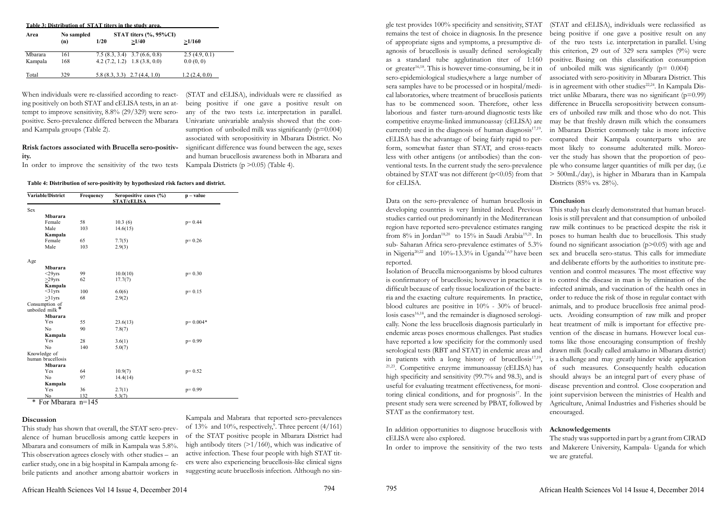**Table 3: Distribution of STAT titers in the study area.**

| Area | No sampled (n) | STAT titers (%, 95%CI) 1/20 | ≥1/40 | ≥1/160 |
|---|---|---|---|---|
| Mbarara | 161 | 7.5 (8.3, 3.4) | 3.7 (6.6, 0.8) | 2.5 (4.9, 0.1) |
| Kampala | 168 | 4.2 (7.2, 1.2) | 1.8 (3.8, 0.0) | 0.0 (0, 0) |
| Total | 329 | 5.8 (8.3, 3.3) | 2.7 (4.4, 1.0) | 1.2 (2.4, 0.0) |

When individuals were re-classified according to reacting positively on both STAT and cELISA tests, in an attempt to improve sensitivity, 8.8% (29/329) were sero-positive. Sero-prevalence differed between the Mbarara and Kampala groups (Table 2).

### Rrisk factors associated with Brucella sero-positivity.

In order to improve the sensitivity of the two tests (STAT and cELISA), individuals were re classified as being positive if one gave a positive result on any of the two tests i.e. interpretation in parallel. Univariate univariable analysis showed that the consumption of unboiled milk was significantly (p=0.004) associated with seropositivity in Mbarara District. No significant difference was found between the age, sexes and human brucellosis awareness both in Mbarara and Kampala Districts (p >0.05) (Table 4).

**Table 4: Distribution of sero-positivity by hypothesized risk factors and district.**

| Variable/District | Frequency | Seropositive cases (%) STAT/cELISA | p – value |
|---|---|---|---|
| Sex | | | |
| **Mbarara** | | | |
| Female | 58 | 10.3 (6) | p= 0.44 |
| Male | 103 | 14.6(15) | |
| **Kampala** | | | |
| Female | 65 | 7.7(5) | p= 0.26 |
| Male | 103 | 2.9(3) | |
| Age | | | |
| **Mbarara** | | | |
| <29yrs | 99 | 10.0(10) | p= 0.30 |
| ≥29yrs | 62 | 17.7(7) | |
| **Kampala** | | | |
| <31yrs | 100 | 6.0(6) | p= 0.15 |
| ≥31yrs | 68 | 2.9(2) | |
| Consumption of unboiled milk * | | | |
| **Mbarara** | | | |
| Yes | 55 | 23.6(13) | p= 0.004* |
| No | 90 | 7.8(7) | |
| **Kampala** | | | |
| Yes | 28 | 3.6(1) | p= 0.99 |
| No | 140 | 5.0(7) | |
| Knowledge of human brucellosis | | | |
| **Mbarara** | | | |
| Yes | 64 | 10.9(7) | p= 0.52 |
| No | 97 | 14.4(14) | |
| **Kampala** | | | |
| Yes | 36 | 2.7(1) | p= 0.99 |
| No | 132 | 5.3(7) | |

* For Mbarara n=145

## Discussion

This study has shown that overall, the STAT sero-prevalence of human brucellosis among cattle keepers in Mbarara and consumers of milk in Kampala was 5.8%. This observation agrees closely with other studies – an earlier study, one in a big hospital in Kampala among febrile patients and another among abattoir workers in Kampala and Mabrara that reported sero-prevalences of 13% and 10%, respectively,[9]. Three percent (4/161) of the STAT positive people in Mbarara District had high antibody titers (>1/160), which was indicative of active infection. These four people with high STAT titers were also experiencing brucellosis-like clinical signs suggesting acute brucellosis infection. Although no single test provides 100% specificity and sensitivity, STAT remains the test of choice in diagnosis. In the presence of appropriate signs and symptoms, a presumptive diagnosis of brucellosis is usually defined serologically as a standard tube agglutination titer of 1:160 or greater[16,18]. This is however time-consuming, be it in sero-epidemiological studies,where a large number of sera samples have to be processed or in hospital/medical laboratories, where treatment of brucellosis patients has to be commenced soon. Therefore, other less laborious and faster turn-around diagnostic tests like competitive enzyme-linked immunoassay (cELISA) are currently used in the diagnosis of human diagnosis[17,19]. cELISA has the advantage of being fairly rapid to perform, somewhat faster than STAT, and cross-reacts less with other antigens (or antibodies) than the conventional tests. In the current study the sero-prevalence obtained by STAT was not different (p<0.05) from that for cELISA.

Data on the sero-prevalence of human brucellosis in developing countries is very limited indeed. Previous studies carried out predominantly in the Mediterranean region have reported sero-prevalence estimates ranging from 8% in Jordan[18,20] to 15% in Saudi Arabia[19,21]. In sub- Saharan Africa sero-prevalence estimates of 5.3% in Nigeria[20,22] and 10%-13.3% in Uganda[7,6,9] have been reported.

Isolation of Brucella microorganisms by blood cultures is confirmatory of brucellosis; however in practice it is difficult because of early tissue localization of the bacteria and the exacting culture requirements. In practice, blood cultures are positive in 10% - 30% of brucellosis cases[16,18], and the remainder is diagnosed serologically. None the less brucellosis diagnosis particularly in endemic areas poses enormous challenges. Past studies have reported a low specificity for the commonly used serological tests (RBT and STAT) in endemic areas and in patients with a long history of brucellosis[17,19,21,23]. Competitive enzyme immunoassay (cELISA) has high specificity and sensitivity (99.7% and 98.3), and is useful for evaluating treatment effectiveness, for monitoring clinical conditions, and for prognosis[17]. In the present study sera were screened by PBAT, followed by STAT as the confirmatory test.

In addition opportunities to diagnose brucellosis with cELISA were also explored.

In order to improve the sensitivity of the two tests (STAT and cELISA), individuals were reclassified as being positive if one gave a positive result on any of the two tests i.e. interpretation in parallel. Using this criterion, 29 out of 329 sera samples (9%) were positive. Basing on this classification consumption of unboiled milk was significantly (p= 0.004) associated with sero-positivity in Mbarara District. This is in agreement with other studies[22,24]. In Kampala District unlike Mbarara, there was no significant (p=0.99) difference in Brucella seropositivity between consumers of unboiled raw milk and those who do not. This may be that freshly drawn milk which the consumers in Mbarara District commonly take is more infective compared their Kampala counterparts who are most likely to consume adulterated milk. Moreover the study has shown that the proportion of people who consume larger quantities of milk per day, (i.e > 500mL/day), is higher in Mbarara than in Kampala Districts (85% vs. 28%).

## Conclusion

This study has clearly demonstrated that human brucellosis is still prevalent and that consumption of unboiled raw milk continues to be practiced despite the risk it poses to human health due to brucellosis. This study found no significant association (p>0.05) with age and sex and brucella sero-status. This calls for immediate and deliberate efforts by the authorities to institute prevention and control measures. The most effective way to control the disease in man is by elimination of the infected animals, and vaccination of the health ones in order to reduce the risk of those in regular contact with animals, and to produce brucellosis free animal products. Avoiding consumption of raw milk and proper heat treatment of milk is important for effective prevention of the disease in humans. However local customs like those encouraging consumption of freshly drawn milk (locally called amakamo in Mbarara district) is a challenge and may greatly hinder wide application of such measures. Consequently health education should always be an integral part of every phase of disease prevention and control. Close cooperation and joint supervision between the ministries of Health and Agriculture, Animal Industries and Fisheries should be encouraged.

## Acknowledgements

The study was supported in part by a grant from CIRAD and Makerere University, Kampala- Uganda for which we are grateful.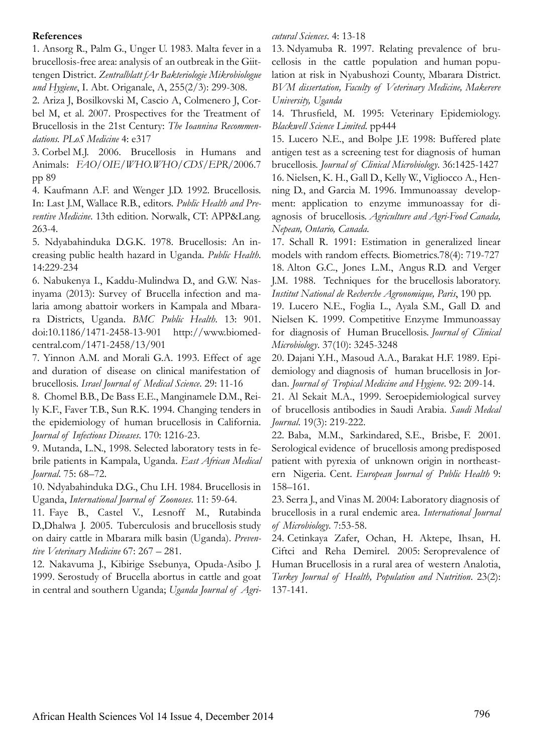**References**

1. Ansorg R., Palm G., Unger U. 1983. Malta fever in a brucellosis-free area: analysis of an outbreak in the Giittengen District. *Zentralblatt fAr Bakteriologie Mikrobiologue und Hygiene*, I. Abt. Origanale, A, 255(2/3): 299-308.

2. Ariza J, Bosilkovski M, Cascio A, Colmenero J, Corbel M, et al. 2007. Prospectives for the Treatment of Brucellosis in the 21st Century: *The Ioannina Recommendations. PLoS Medicine* 4: e317

3. Corbel M.J. 2006. Brucellosis in Humans and Animals: *FAO/OIE/WHO.WHO/CDS/EPR*/2006.7 pp 89

4. Kaufmann A.F. and Wenger J.D. 1992. Brucellosis. In: Last J.M, Wallace R.B., editors. *Public Health and Preventive Medicine*. 13th edition. Norwalk, CT: APP&Lang. 263-4.

5. Ndyabahinduka D.G.K. 1978. Brucellosis: An increasing public health hazard in Uganda. *Public Health*. 14:229-234

6. Nabukenya I., Kaddu-Mulindwa D., and G.W. Nasinyama (2013): Survey of Brucella infection and malaria among abattoir workers in Kampala and Mbarara Districts, Uganda. *BMC Public Health*. 13: 901. doi:10.1186/1471-2458-13-901 http://www.biomedcentral.com/1471-2458/13/901

7. Yinnon A.M. and Morali G.A. 1993. Effect of age and duration of disease on clinical manifestation of brucellosis. *Israel Journal of Medical Science*. 29: 11-16

8. Chomel B.B., De Bass E.E., Manginamele D.M., Reily K.F., Faver T.B., Sun R.K. 1994. Changing tenders in the epidemiology of human brucellosis in California. *Journal of Infectious Diseases*. 170: 1216-23.

9. Mutanda, L.N., 1998. Selected laboratory tests in febrile patients in Kampala, Uganda. *East African Medical Journal*. 75: 68–72.

10. Ndyabahinduka D.G., Chu I.H. 1984. Brucellosis in Uganda, *International Journal of Zoonoses*. 11: 59-64.

11. Faye B., Castel V., Lesnoff M., Rutabinda D.,Dhalwa J. 2005. Tuberculosis and brucellosis study on dairy cattle in Mbarara milk basin (Uganda). *Preventive Veterinary Medicine* 67: 267 – 281.

12. Nakavuma J., Kibirige Ssebunya, Opuda-Asibo J. 1999. Serostudy of Brucella abortus in cattle and goat in central and southern Uganda; *Uganda Journal of Agricutural Sciences*. 4: 13-18

13. Ndyamuba R. 1997. Relating prevalence of brucellosis in the cattle population and human population at risk in Nyabushozi County, Mbarara District. *BVM dissertation, Faculty of Veterinary Medicine, Makerere University, Uganda*

14. Thrusfield, M. 1995: Veterinary Epidemiology. *Blackwell Science Limited*. pp444

15. Lucero N.E., and Bolpe J.E 1998: Buffered plate antigen test as a screening test for diagnosis of human brucellosis. *Journal of Clinical Microbiology*. 36:1425-1427

16. Nielsen, K. H., Gall D., Kelly W., Vigliocco A., Henning D., and Garcia M. 1996. Immunoassay development: application to enzyme immunoassay for diagnosis of brucellosis. *Agriculture and Agri-Food Canada, Nepean, Ontario, Canada*.

17. Schall R. 1991: Estimation in generalized linear models with random effects. Biometrics.78(4): 719-727

18. Alton G.C., Jones L.M., Angus R.D. and Verger J.M. 1988. Techniques for the brucellosis laboratory. *Institut National de Recherche Agronomique, Paris*, 190 pp.

19. Lucero N.E., Foglia L., Ayala S.M., Gall D. and Nielsen K. 1999. Competitive Enzyme Immunoassay for diagnosis of Human Brucellosis. *Journal of Clinical Microbiology*. 37(10): 3245-3248

20. Dajani Y.H., Masoud A.A., Barakat H.F. 1989. Epidemiology and diagnosis of human brucellosis in Jordan. *Journal of Tropical Medicine and Hygiene*. 92: 209-14.

21. Al Sekait M.A., 1999. Seroepidemiological survey of brucellosis antibodies in Saudi Arabia. *Saudi Medcal Journal*. 19(3): 219-222.

22. Baba, M.M., Sarkindared, S.E., Brisbe, F. 2001. Serological evidence of brucellosis among predisposed patient with pyrexia of unknown origin in northeastern Nigeria. Cent. *European Journal of Public Health* 9: 158–161.

23. Serra J., and Vinas M. 2004: Laboratory diagnosis of brucellosis in a rural endemic area. *International Journal of Microbiology*. 7:53-58.

24. Cetinkaya Zafer, Ochan, H. Aktepe, Ihsan, H. Ciftci and Reha Demirel. 2005: Seroprevalence of Human Brucellosis in a rural area of western Analotia, *Turkey Journal of Health, Population and Nutrition*. 23(2): 137-141.